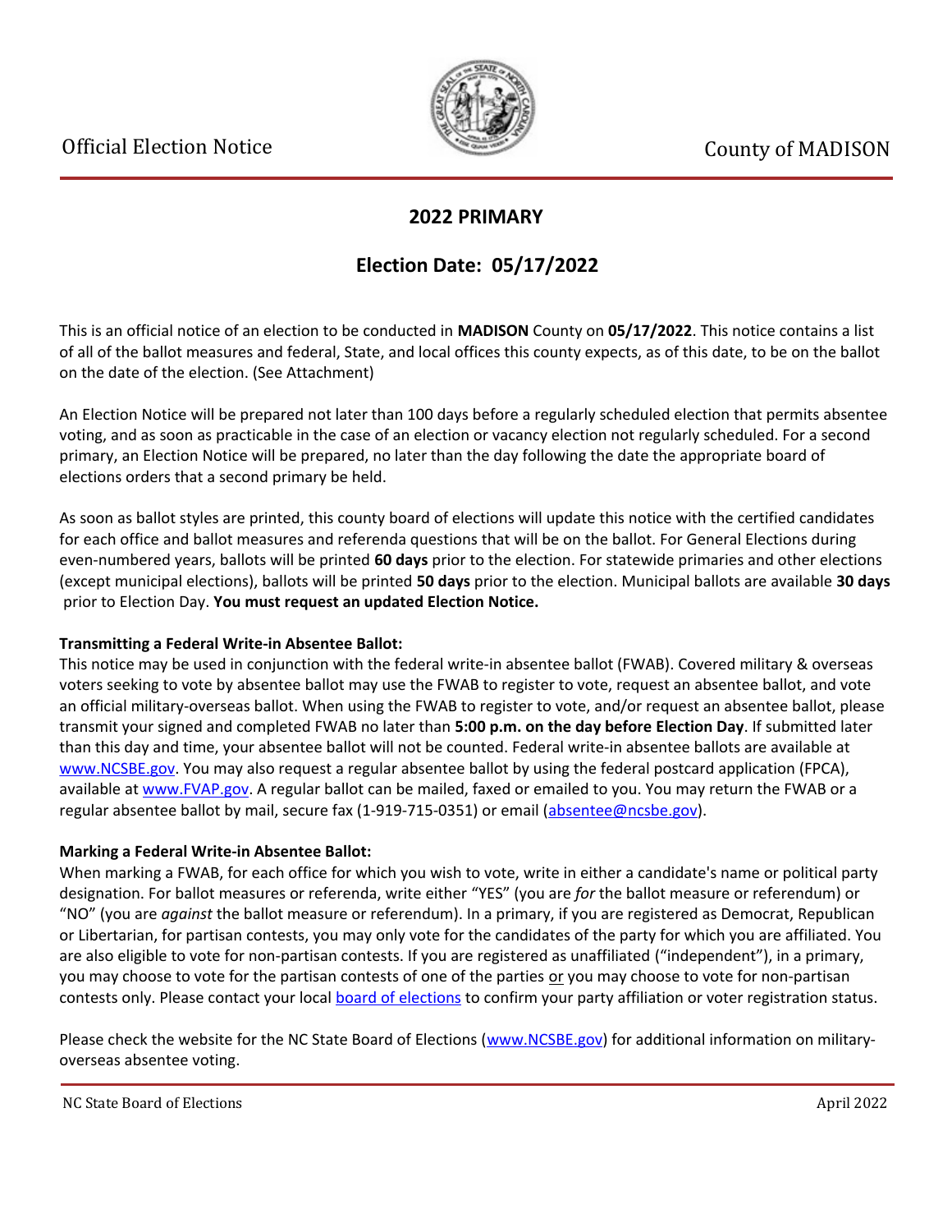Official Election Notice

County of MADISON

## 2022 PRIMARY

## Election Date: 05/17/2022

This is an official notice of an election to be conducted in **MADISON** County on **05/17/2022**. This notice contains a list of all of the ballot measures and federal, State, and local offices this county expects, as of this date, to be on the ballot on the date of the election. (See Attachment)

An Election Notice will be prepared not later than 100 days before a regularly scheduled election that permits absentee voting, and as soon as practicable in the case of an election or vacancy election not regularly scheduled. For a second primary, an Election Notice will be prepared, no later than the day following the date the appropriate board of elections orders that a second primary be held.

As soon as ballot styles are printed, this county board of elections will update this notice with the certified candidates for each office and ballot measures and referenda questions that will be on the ballot. For General Elections during even-numbered years, ballots will be printed **60 days** prior to the election. For statewide primaries and other elections (except municipal elections), ballots will be printed **50 days** prior to the election. Municipal ballots are available **30 days** prior to Election Day. **You must request an updated Election Notice.**

**Transmitting a Federal Write-in Absentee Ballot:**
This notice may be used in conjunction with the federal write-in absentee ballot (FWAB). Covered military & overseas voters seeking to vote by absentee ballot may use the FWAB to register to vote, request an absentee ballot, and vote an official military-overseas ballot. When using the FWAB to register to vote, and/or request an absentee ballot, please transmit your signed and completed FWAB no later than **5:00 p.m. on the day before Election Day**. If submitted later than this day and time, your absentee ballot will not be counted. Federal write-in absentee ballots are available at www.NCSBE.gov. You may also request a regular absentee ballot by using the federal postcard application (FPCA), available at www.FVAP.gov. A regular ballot can be mailed, faxed or emailed to you. You may return the FWAB or a regular absentee ballot by mail, secure fax (1-919-715-0351) or email (absentee@ncsbe.gov).

**Marking a Federal Write-in Absentee Ballot:**
When marking a FWAB, for each office for which you wish to vote, write in either a candidate's name or political party designation. For ballot measures or referenda, write either "YES" (you are *for* the ballot measure or referendum) or "NO" (you are *against* the ballot measure or referendum). In a primary, if you are registered as Democrat, Republican or Libertarian, for partisan contests, you may only vote for the candidates of the party for which you are affiliated. You are also eligible to vote for non-partisan contests. If you are registered as unaffiliated ("independent"), in a primary, you may choose to vote for the partisan contests of one of the parties or you may choose to vote for non-partisan contests only. Please contact your local board of elections to confirm your party affiliation or voter registration status.

Please check the website for the NC State Board of Elections (www.NCSBE.gov) for additional information on military-overseas absentee voting.

NC State Board of Elections — April 2022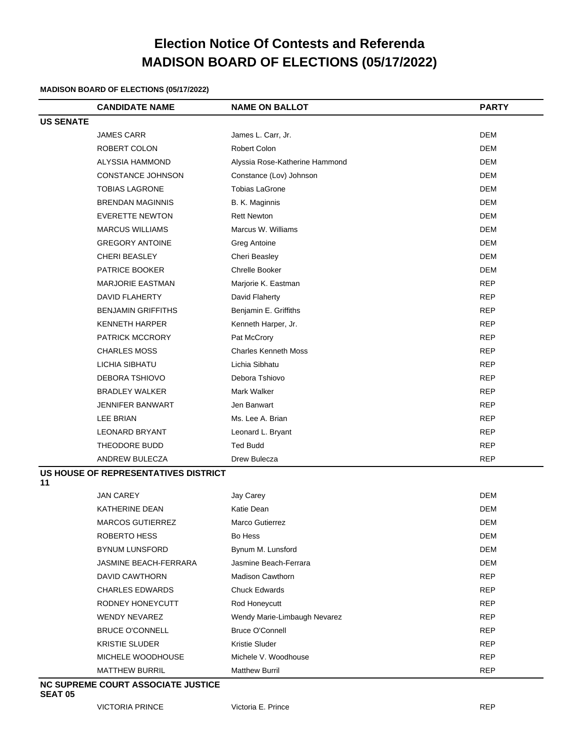# Election Notice Of Contests and Referenda
# MADISON BOARD OF ELECTIONS (05/17/2022)

**MADISON BOARD OF ELECTIONS (05/17/2022)**

| | CANDIDATE NAME | NAME ON BALLOT | PARTY |
|---|---|---|---|
| **US SENATE** | | | |
| | JAMES CARR | James L. Carr, Jr. | DEM |
| | ROBERT COLON | Robert Colon | DEM |
| | ALYSSIA HAMMOND | Alyssia Rose-Katherine Hammond | DEM |
| | CONSTANCE JOHNSON | Constance (Lov) Johnson | DEM |
| | TOBIAS LAGRONE | Tobias LaGrone | DEM |
| | BRENDAN MAGINNIS | B. K. Maginnis | DEM |
| | EVERETTE NEWTON | Rett Newton | DEM |
| | MARCUS WILLIAMS | Marcus W. Williams | DEM |
| | GREGORY ANTOINE | Greg Antoine | DEM |
| | CHERI BEASLEY | Cheri Beasley | DEM |
| | PATRICE BOOKER | Chrelle Booker | DEM |
| | MARJORIE EASTMAN | Marjorie K. Eastman | REP |
| | DAVID FLAHERTY | David Flaherty | REP |
| | BENJAMIN GRIFFITHS | Benjamin E. Griffiths | REP |
| | KENNETH HARPER | Kenneth Harper, Jr. | REP |
| | PATRICK MCCRORY | Pat McCrory | REP |
| | CHARLES MOSS | Charles Kenneth Moss | REP |
| | LICHIA SIBHATU | Lichia Sibhatu | REP |
| | DEBORA TSHIOVO | Debora Tshiovo | REP |
| | BRADLEY WALKER | Mark Walker | REP |
| | JENNIFER BANWART | Jen Banwart | REP |
| | LEE BRIAN | Ms. Lee A. Brian | REP |
| | LEONARD BRYANT | Leonard L. Bryant | REP |
| | THEODORE BUDD | Ted Budd | REP |
| | ANDREW BULECZA | Drew Bulecza | REP |
| **US HOUSE OF REPRESENTATIVES DISTRICT 11** | | | |
| | JAN CAREY | Jay Carey | DEM |
| | KATHERINE DEAN | Katie Dean | DEM |
| | MARCOS GUTIERREZ | Marco Gutierrez | DEM |
| | ROBERTO HESS | Bo Hess | DEM |
| | BYNUM LUNSFORD | Bynum M. Lunsford | DEM |
| | JASMINE BEACH-FERRARA | Jasmine Beach-Ferrara | DEM |
| | DAVID CAWTHORN | Madison Cawthorn | REP |
| | CHARLES EDWARDS | Chuck Edwards | REP |
| | RODNEY HONEYCUTT | Rod Honeycutt | REP |
| | WENDY NEVAREZ | Wendy Marie-Limbaugh Nevarez | REP |
| | BRUCE O'CONNELL | Bruce O'Connell | REP |
| | KRISTIE SLUDER | Kristie Sluder | REP |
| | MICHELE WOODHOUSE | Michele V. Woodhouse | REP |
| | MATTHEW BURRIL | Matthew Burril | REP |
| **NC SUPREME COURT ASSOCIATE JUSTICE SEAT 05** | | | |
| | VICTORIA PRINCE | Victoria E. Prince | REP |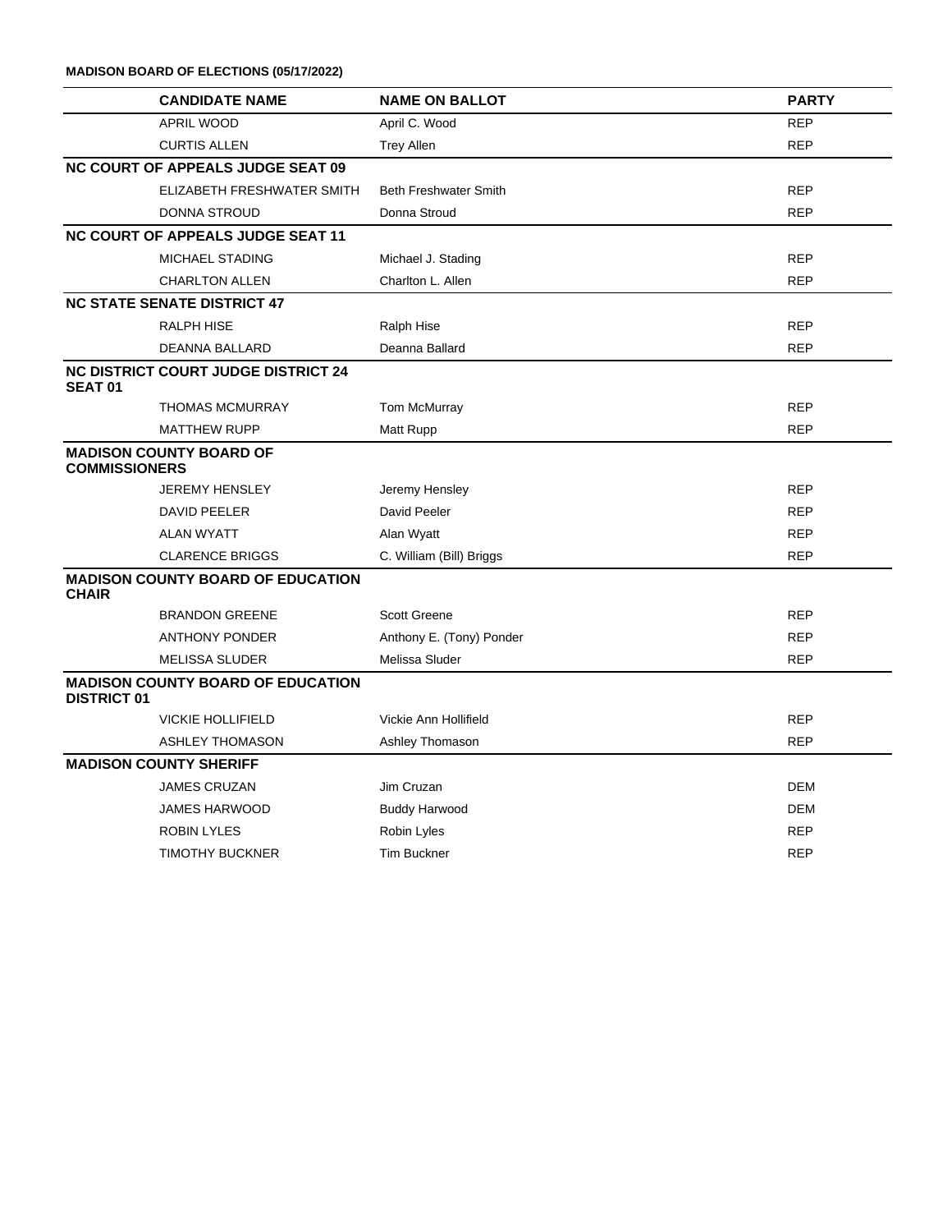**MADISON BOARD OF ELECTIONS (05/17/2022)**

| CANDIDATE NAME | NAME ON BALLOT | PARTY |
| --- | --- | --- |
| APRIL WOOD | April C. Wood | REP |
| CURTIS ALLEN | Trey Allen | REP |
| **NC COURT OF APPEALS JUDGE SEAT 09** | | |
| ELIZABETH FRESHWATER SMITH | Beth Freshwater Smith | REP |
| DONNA STROUD | Donna Stroud | REP |
| **NC COURT OF APPEALS JUDGE SEAT 11** | | |
| MICHAEL STADING | Michael J. Stading | REP |
| CHARLTON ALLEN | Charlton L. Allen | REP |
| **NC STATE SENATE DISTRICT 47** | | |
| RALPH HISE | Ralph Hise | REP |
| DEANNA BALLARD | Deanna Ballard | REP |
| **NC DISTRICT COURT JUDGE DISTRICT 24 SEAT 01** | | |
| THOMAS MCMURRAY | Tom McMurray | REP |
| MATTHEW RUPP | Matt Rupp | REP |
| **MADISON COUNTY BOARD OF COMMISSIONERS** | | |
| JEREMY HENSLEY | Jeremy Hensley | REP |
| DAVID PEELER | David Peeler | REP |
| ALAN WYATT | Alan Wyatt | REP |
| CLARENCE BRIGGS | C. William (Bill) Briggs | REP |
| **MADISON COUNTY BOARD OF EDUCATION CHAIR** | | |
| BRANDON GREENE | Scott Greene | REP |
| ANTHONY PONDER | Anthony E. (Tony) Ponder | REP |
| MELISSA SLUDER | Melissa Sluder | REP |
| **MADISON COUNTY BOARD OF EDUCATION DISTRICT 01** | | |
| VICKIE HOLLIFIELD | Vickie Ann Hollifield | REP |
| ASHLEY THOMASON | Ashley Thomason | REP |
| **MADISON COUNTY SHERIFF** | | |
| JAMES CRUZAN | Jim Cruzan | DEM |
| JAMES HARWOOD | Buddy Harwood | DEM |
| ROBIN LYLES | Robin Lyles | REP |
| TIMOTHY BUCKNER | Tim Buckner | REP |